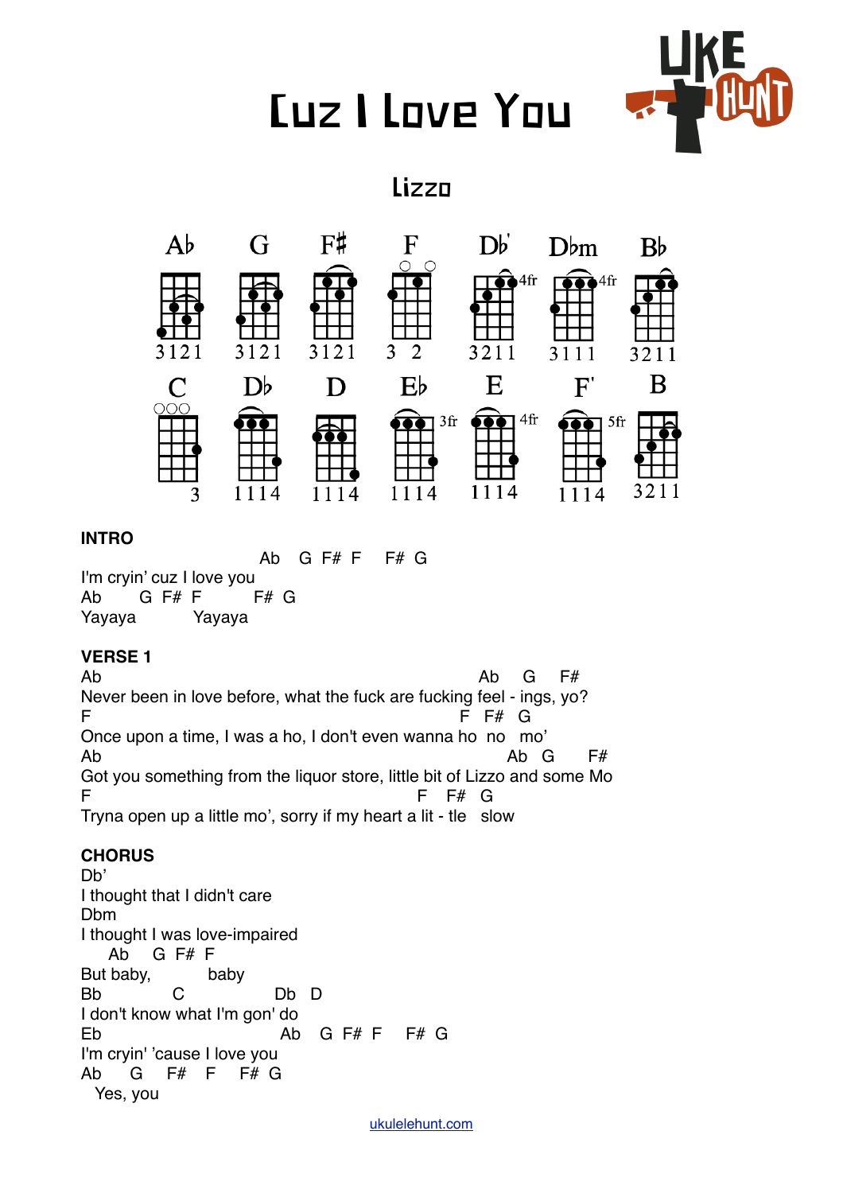# Cuz I Love You

## Lizzo

Ab G F# F Db' Dbm Bb

3121 3121 3121 3 2 3211 3111 3211

C Db D Eb E F' B

3 1114 1114 1114 1114 1114 3211

**INTRO**

```
                             Ab    G  F#  F     F#  G
I'm cryin' cuz I love you
Ab        G  F#  F          F#  G
Yayaya              Yayaya
```

**VERSE 1**

```
Ab                                                                              Ab     G      F#
Never been in love before, what the fuck are fucking feel - ings, yo?
F                                                                         F   F#   G
Once upon a time, I was a ho, I don't even wanna ho  no   mo'
Ab                                                                                  Ab   G       F#
Got you something from the liquor store, little bit of Lizzo and some Mo
F                                                                     F    F#    G
Tryna open up a little mo', sorry if my heart a lit - tle   slow
```

**CHORUS**

```
Db'
I thought that I didn't care
Dbm
I thought I was love-impaired
     Ab     G  F#  F
But baby,          baby
Bb              C                  Db   D
I don't know what I'm gon' do
Eb                                       Ab    G  F#  F     F#  G
I'm cryin' 'cause I love you
Ab      G      F#    F     F#  G
  Yes, you
```

ukulelehunt.com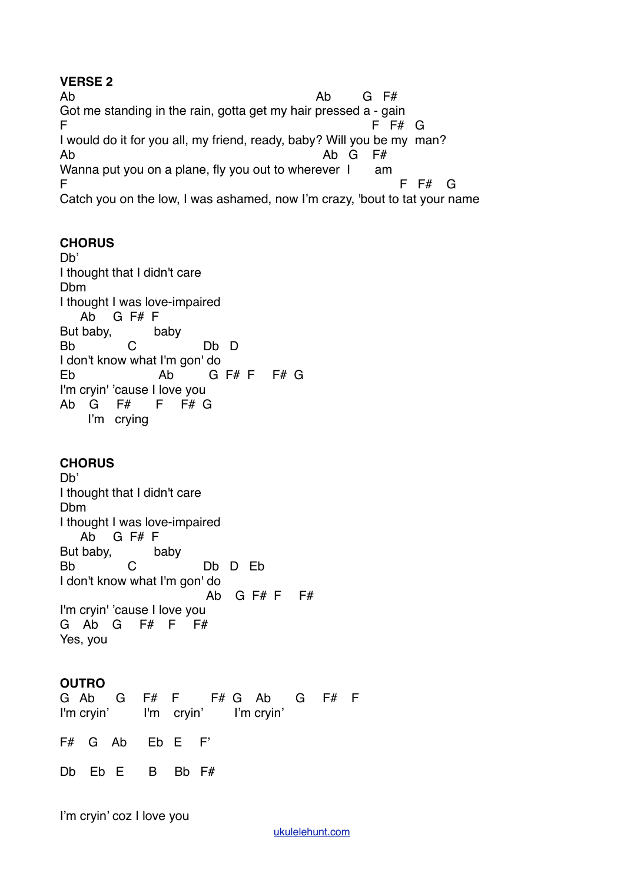**VERSE 2**

```
Ab                                                      Ab        G   F#
Got me standing in the rain, gotta get my hair pressed a - gain
F                                                               F   F#   G
I would do it for you all, my friend, ready, baby? Will you be my  man?
Ab                                                     Ab   G    F#
Wanna put you on a plane, fly you out to wherever  I       am
F                                                                     F   F#    G
Catch you on the low, I was ashamed, now I'm crazy, 'bout to tat your name
```

**CHORUS**

```
Db'
I thought that I didn't care
Dbm
I thought I was love-impaired
     Ab     G  F#  F
But baby,           baby
Bb             C               Db   D
I don't know what I'm gon' do
Eb                     Ab         G  F#  F     F#  G
I'm cryin' 'cause I love you
Ab    G     F#       F     F#  G
       I'm   crying
```

**CHORUS**

```
Db'
I thought that I didn't care
Dbm
I thought I was love-impaired
     Ab     G  F#  F
But baby,           baby
Bb             C               Db   D   Eb
I don't know what I'm gon' do
                                Ab    G  F#  F     F#
I'm cryin' 'cause I love you
G   Ab   G     F#    F    F#
Yes, you
```

**OUTRO**

```
G  Ab     G     F#    F       F#  G    Ab      G     F#    F
I'm cryin'        I'm    cryin'       I'm cryin'

F#    G   Ab     Eb   E    F'

Db    Eb   E      B     Bb   F#
```

I'm cryin' coz I love you

ukulelehunt.com